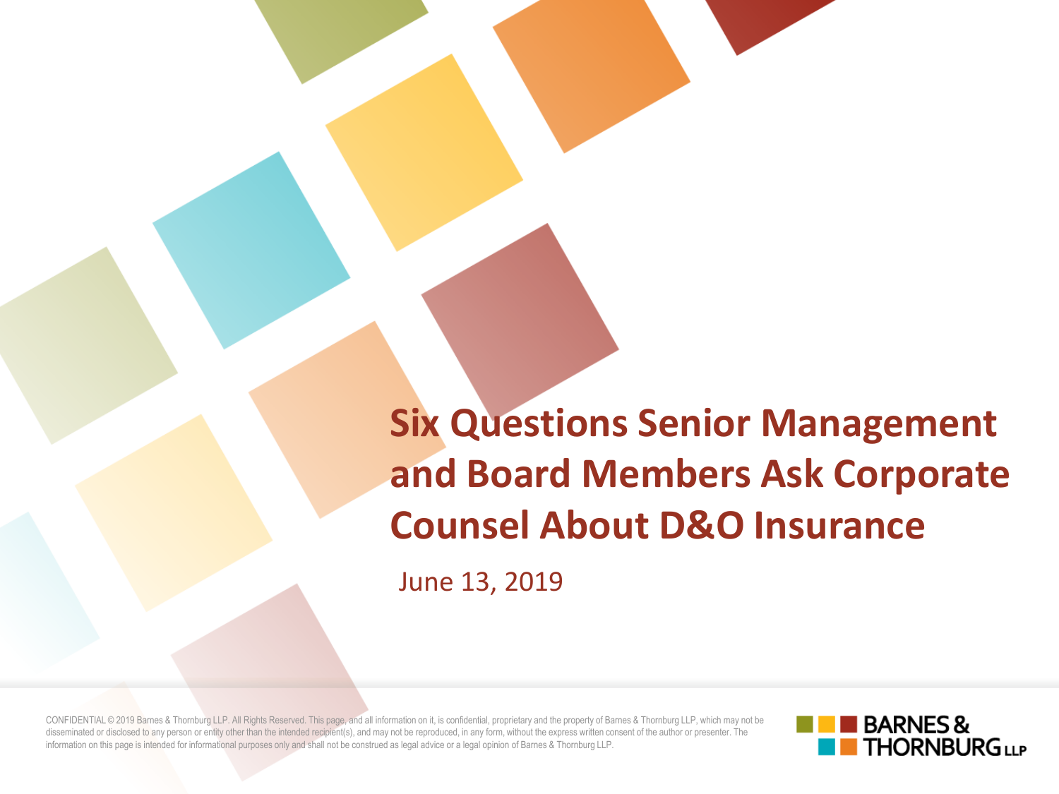# Six Questions Senior Management and Board Members Ask Corporate Counsel About D&O Insurance

June 13, 2019

CONFIDENTIAL © 2019 Barnes & Thornburg LLP. All Rights Reserved. This page, and all information on it, is confidential, proprietary and the property of Barnes & Thornburg LLP, which may not be disseminated or disclosed to any person or entity other than the intended recipient(s), and may not be reproduced, in any form, without the express written consent of the author or presenter. The information on this page is intended for informational purposes only and shall not be construed as legal advice or a legal opinion of Barnes & Thornburg LLP.

BARNES & THORNBURG LLP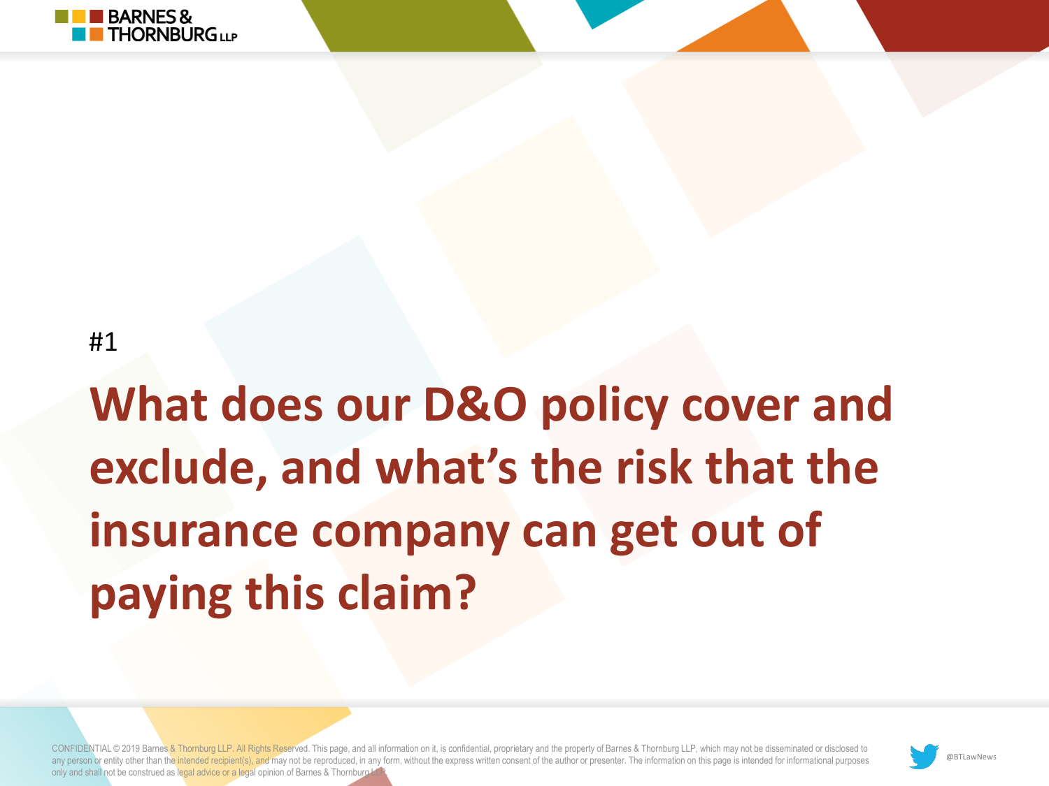#1

# What does our D&O policy cover and exclude, and what's the risk that the insurance company can get out of paying this claim?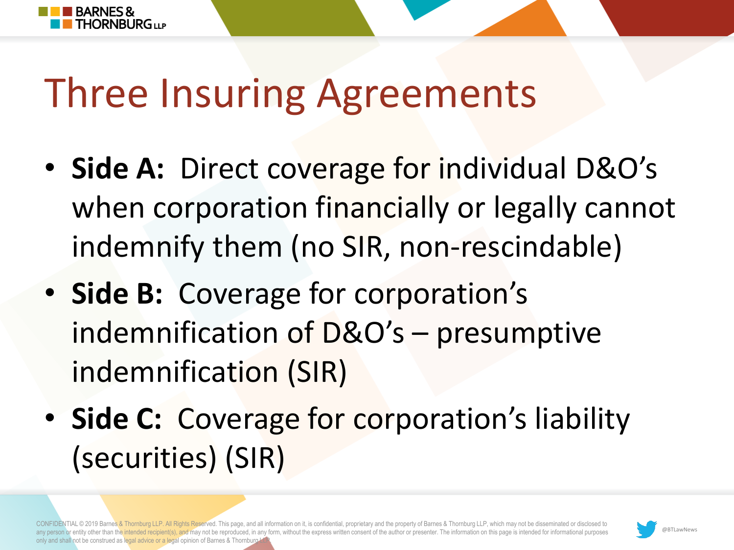# Three Insuring Agreements

- **Side A:** Direct coverage for individual D&O's when corporation financially or legally cannot indemnify them (no SIR, non-rescindable)
- **Side B:** Coverage for corporation's indemnification of D&O's – presumptive indemnification (SIR)
- **Side C:** Coverage for corporation's liability (securities) (SIR)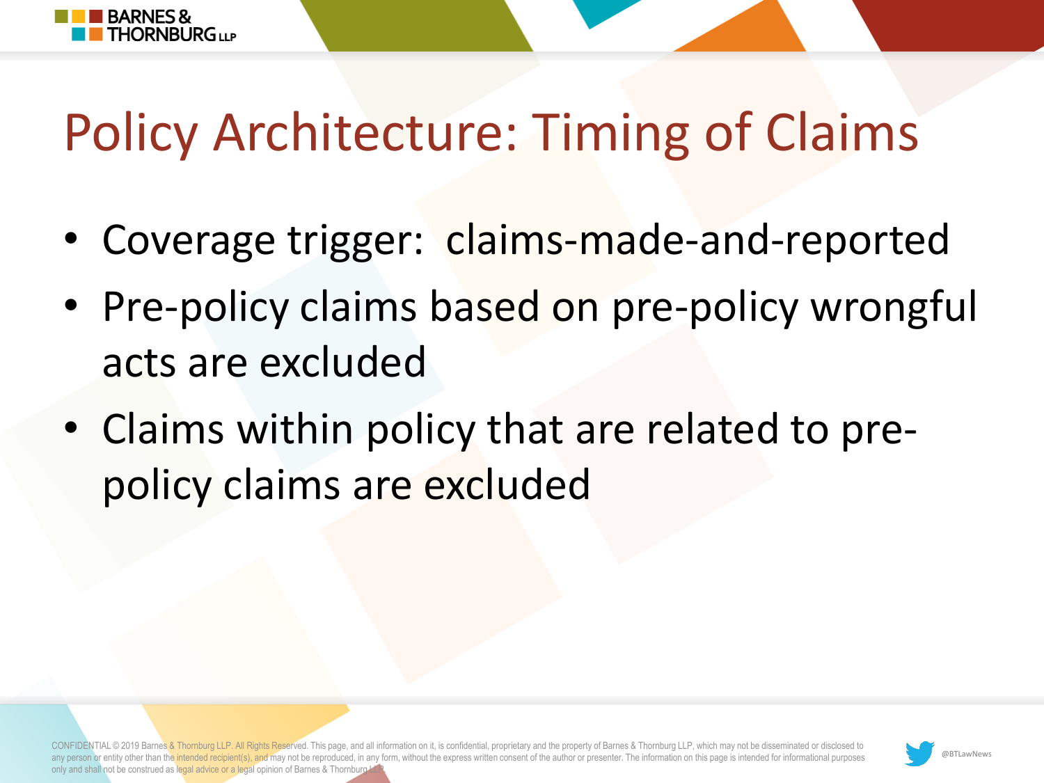# Policy Architecture: Timing of Claims

- Coverage trigger: claims-made-and-reported
- Pre-policy claims based on pre-policy wrongful acts are excluded
- Claims within policy that are related to pre-policy claims are excluded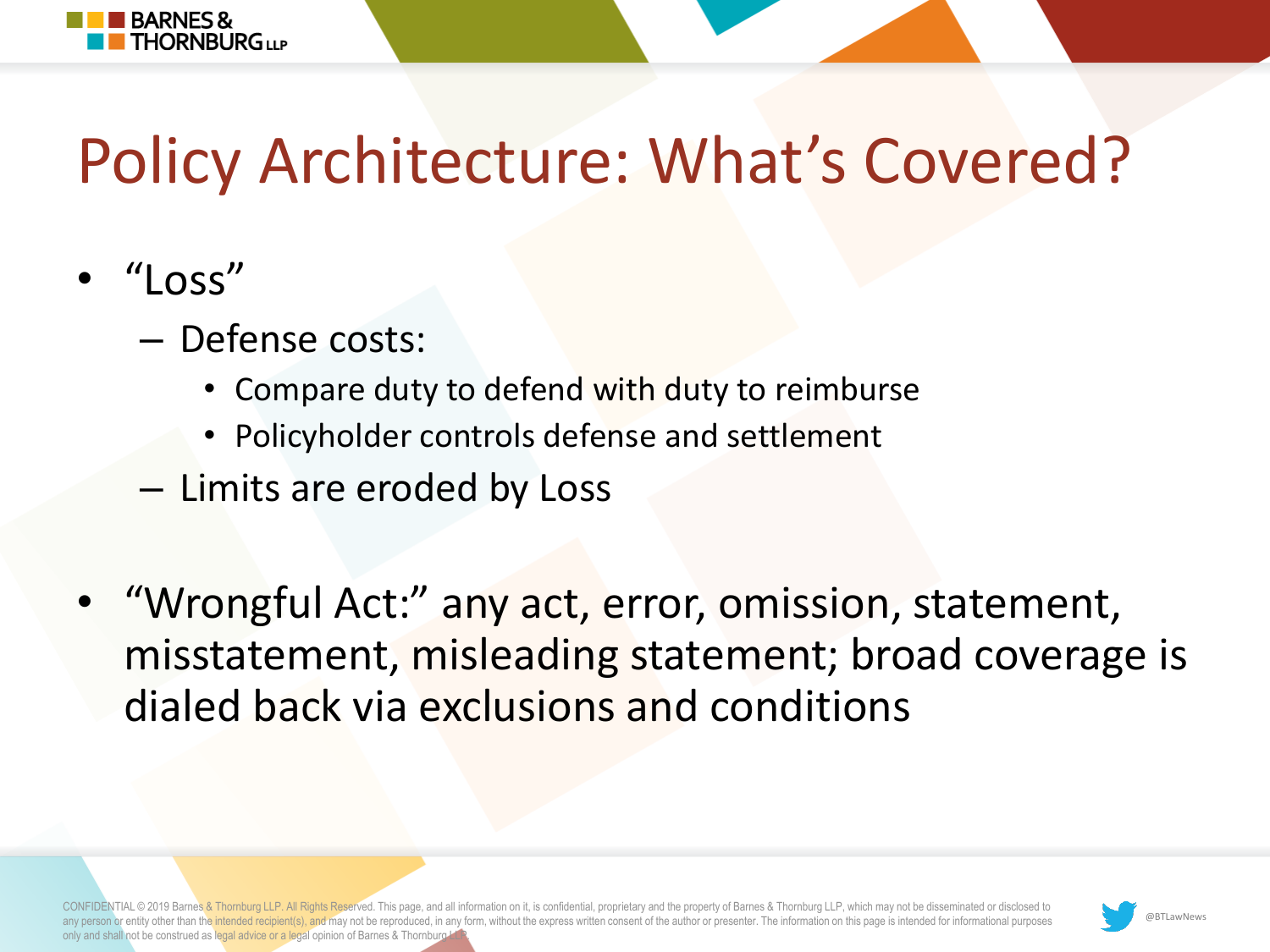# Policy Architecture: What's Covered?

- "Loss"
  - Defense costs:
    - Compare duty to defend with duty to reimburse
    - Policyholder controls defense and settlement
  - Limits are eroded by Loss

- "Wrongful Act:" any act, error, omission, statement, misstatement, misleading statement; broad coverage is dialed back via exclusions and conditions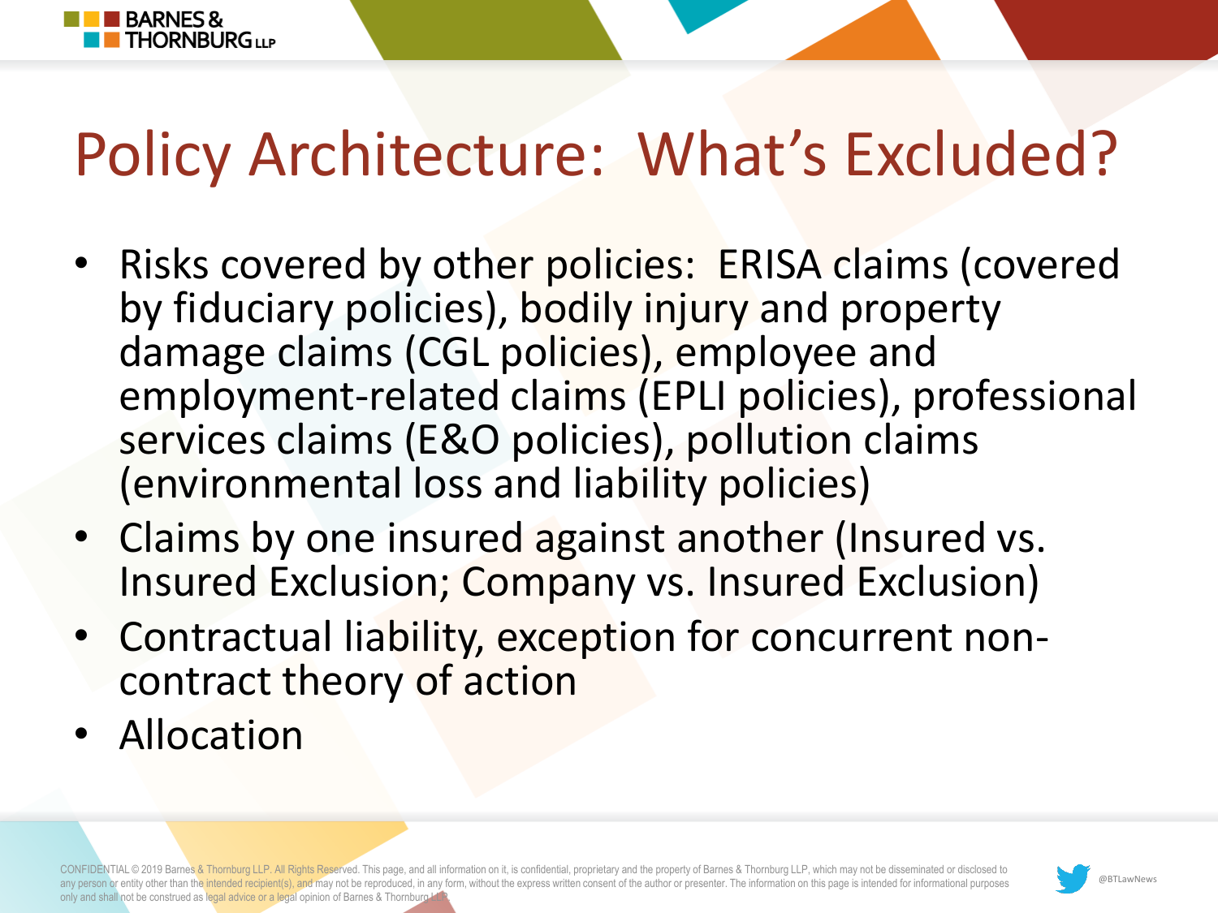# Policy Architecture: What's Excluded?

- Risks covered by other policies: ERISA claims (covered by fiduciary policies), bodily injury and property damage claims (CGL policies), employee and employment-related claims (EPLI policies), professional services claims (E&O policies), pollution claims (environmental loss and liability policies)
- Claims by one insured against another (Insured vs. Insured Exclusion; Company vs. Insured Exclusion)
- Contractual liability, exception for concurrent non-contract theory of action
- Allocation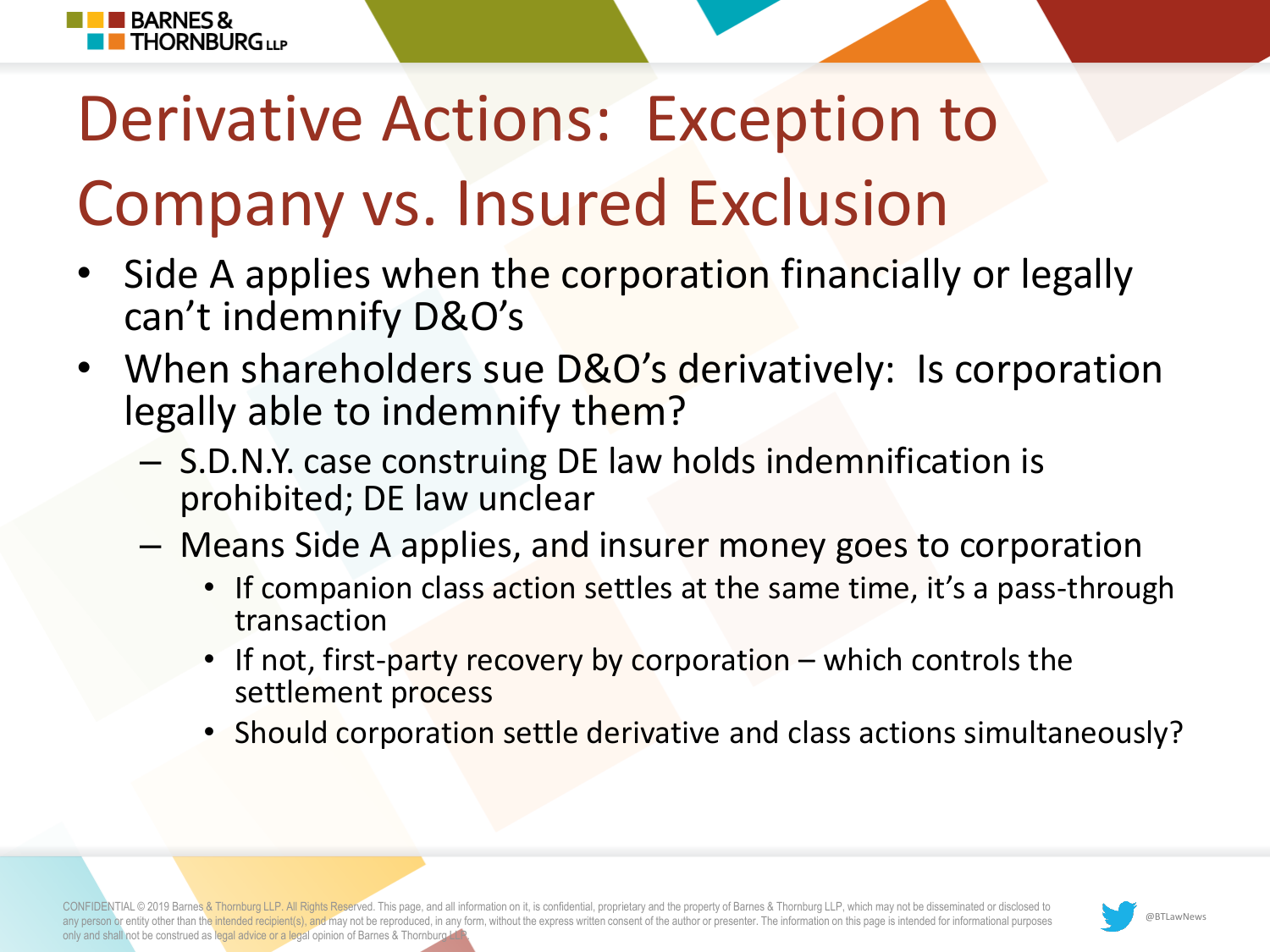# Derivative Actions: Exception to Company vs. Insured Exclusion

- Side A applies when the corporation financially or legally can't indemnify D&O's
- When shareholders sue D&O's derivatively: Is corporation legally able to indemnify them?
  - S.D.N.Y. case construing DE law holds indemnification is prohibited; DE law unclear
  - Means Side A applies, and insurer money goes to corporation
    - If companion class action settles at the same time, it's a pass-through transaction
    - If not, first-party recovery by corporation – which controls the settlement process
    - Should corporation settle derivative and class actions simultaneously?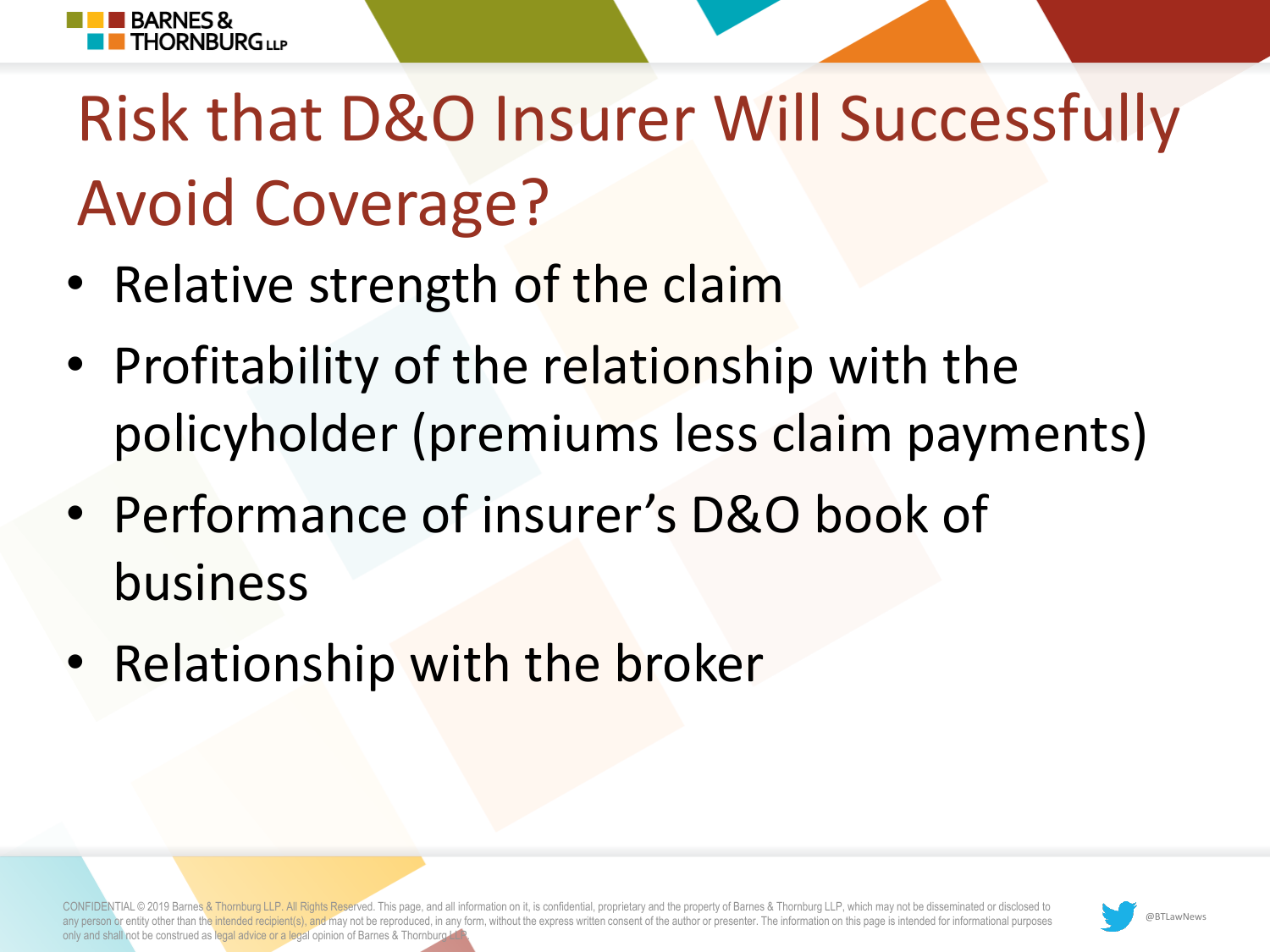# Risk that D&O Insurer Will Successfully Avoid Coverage?

- Relative strength of the claim
- Profitability of the relationship with the policyholder (premiums less claim payments)
- Performance of insurer's D&O book of business
- Relationship with the broker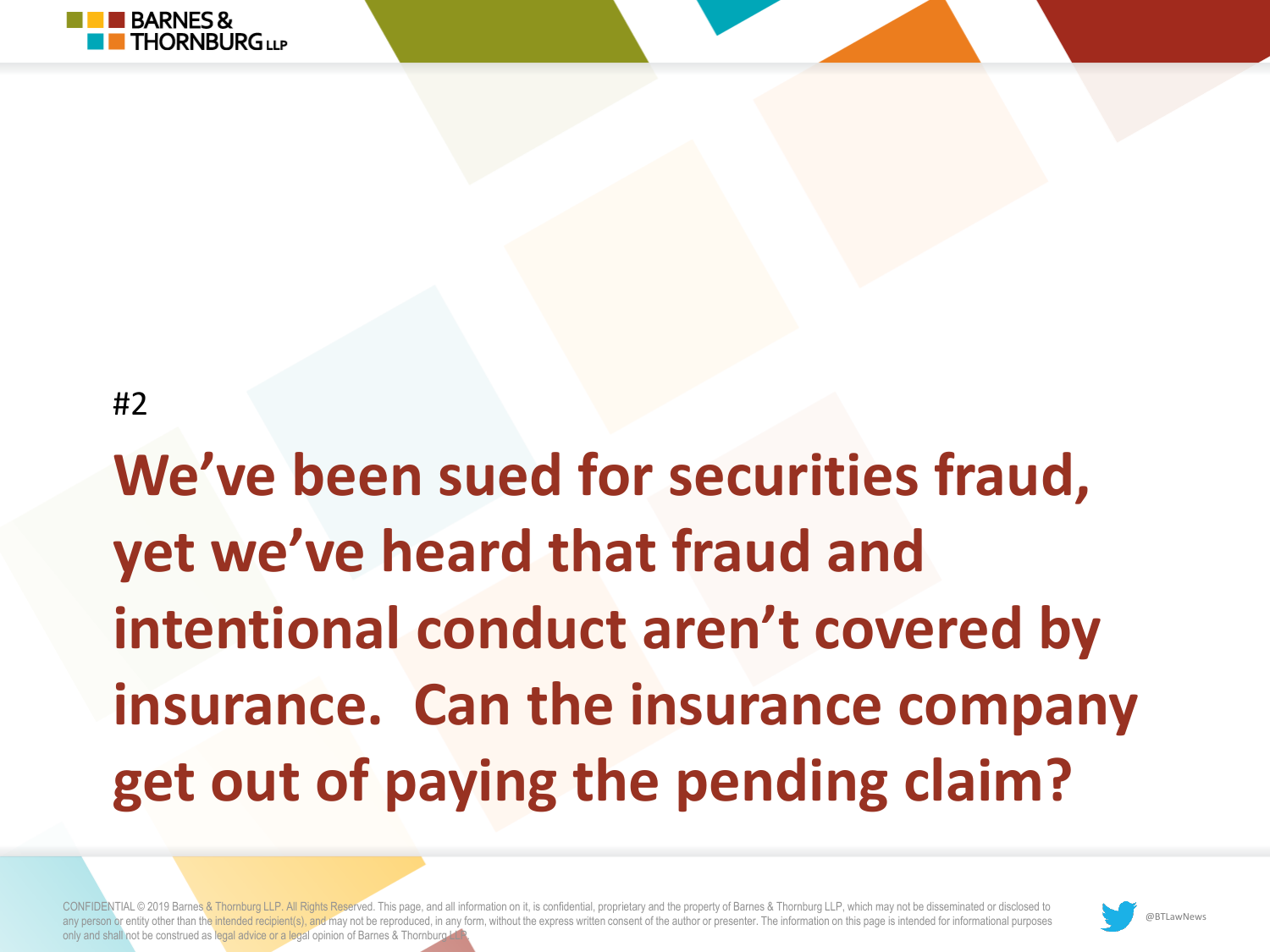#2

## We've been sued for securities fraud, yet we've heard that fraud and intentional conduct aren't covered by insurance. Can the insurance company get out of paying the pending claim?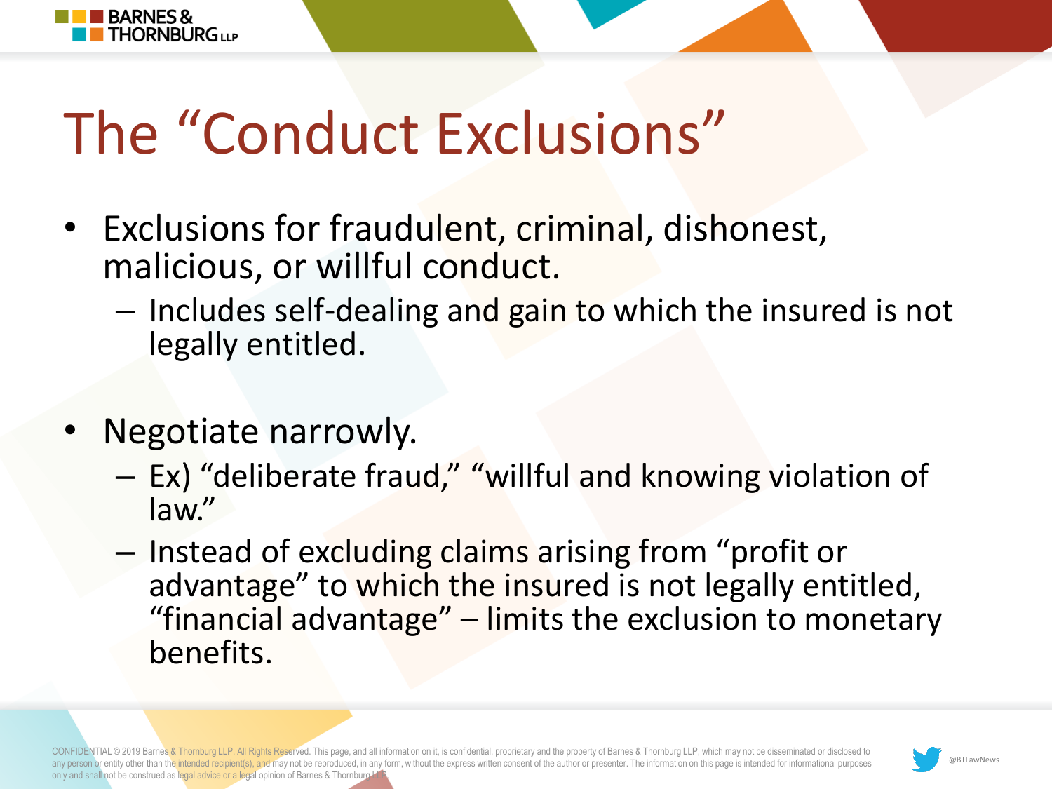# The "Conduct Exclusions"

- Exclusions for fraudulent, criminal, dishonest, malicious, or willful conduct.
  - Includes self-dealing and gain to which the insured is not legally entitled.

- Negotiate narrowly.
  - Ex) "deliberate fraud," "willful and knowing violation of law."
  - Instead of excluding claims arising from "profit or advantage" to which the insured is not legally entitled, "financial advantage" – limits the exclusion to monetary benefits.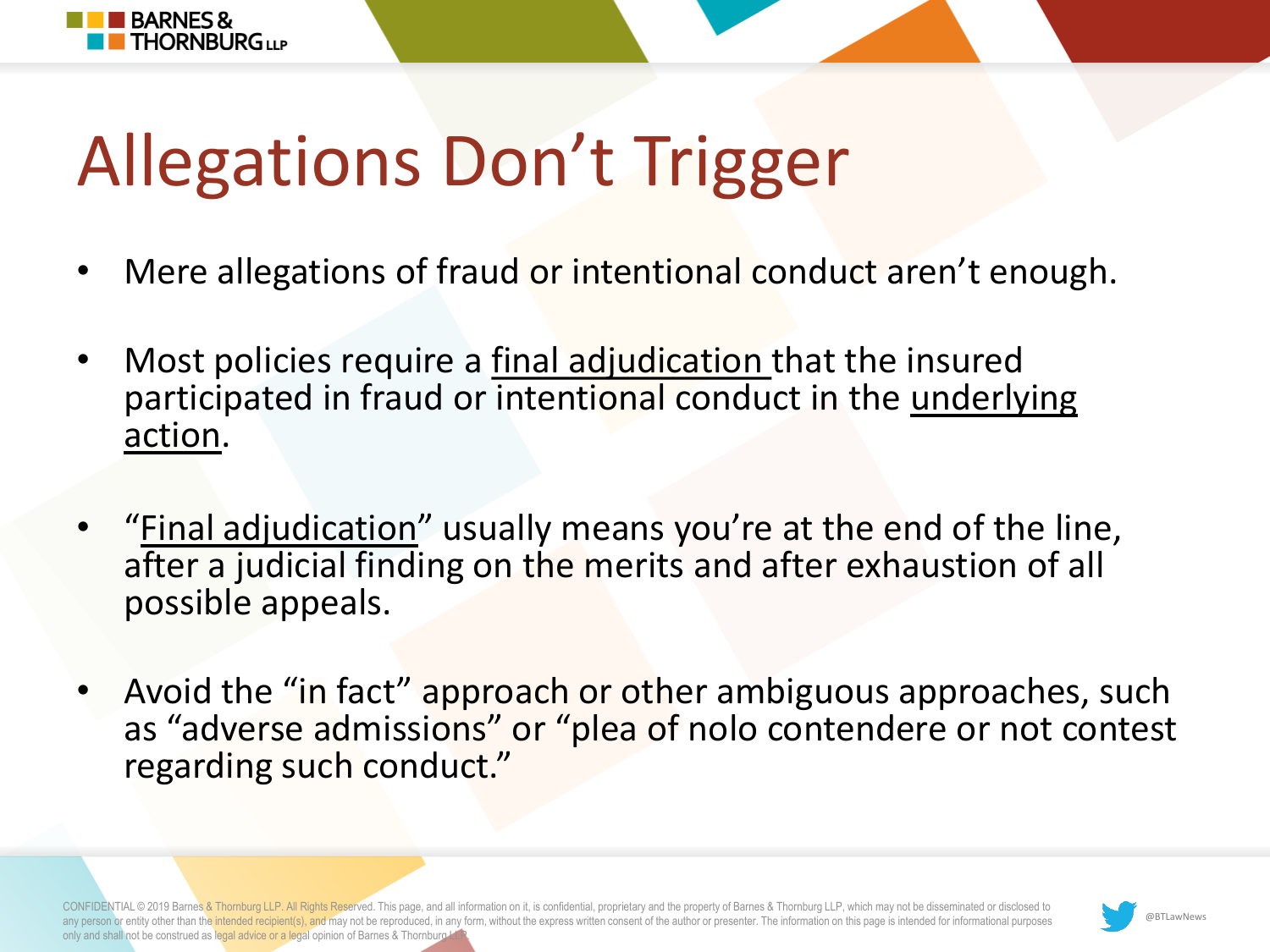# Allegations Don't Trigger

- Mere allegations of fraud or intentional conduct aren't enough.
- Most policies require a final adjudication that the insured participated in fraud or intentional conduct in the underlying action.
- "Final adjudication" usually means you're at the end of the line, after a judicial finding on the merits and after exhaustion of all possible appeals.
- Avoid the "in fact" approach or other ambiguous approaches, such as "adverse admissions" or "plea of nolo contendere or not contest regarding such conduct."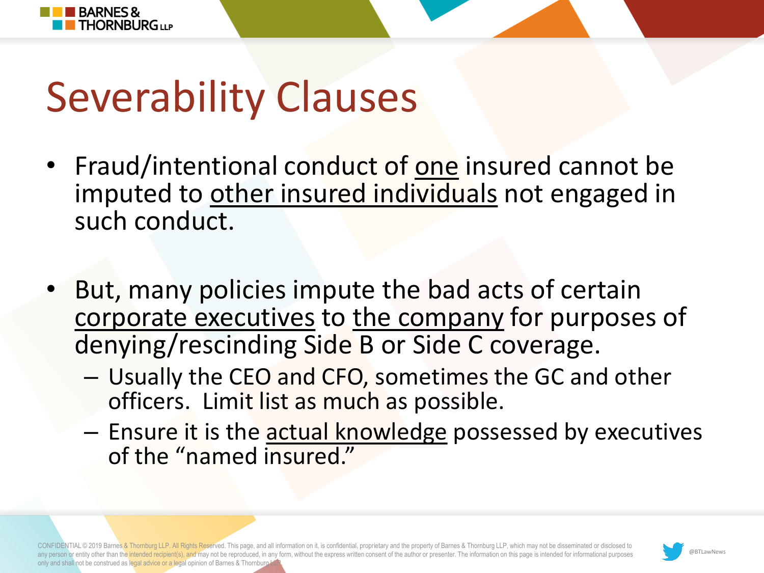# Severability Clauses

- Fraud/intentional conduct of <u>one</u> insured cannot be imputed to <u>other insured individuals</u> not engaged in such conduct.

- But, many policies impute the bad acts of certain <u>corporate executives</u> to <u>the company</u> for purposes of denying/rescinding Side B or Side C coverage.
  - Usually the CEO and CFO, sometimes the GC and other officers. Limit list as much as possible.
  - Ensure it is the <u>actual knowledge</u> possessed by executives of the "named insured."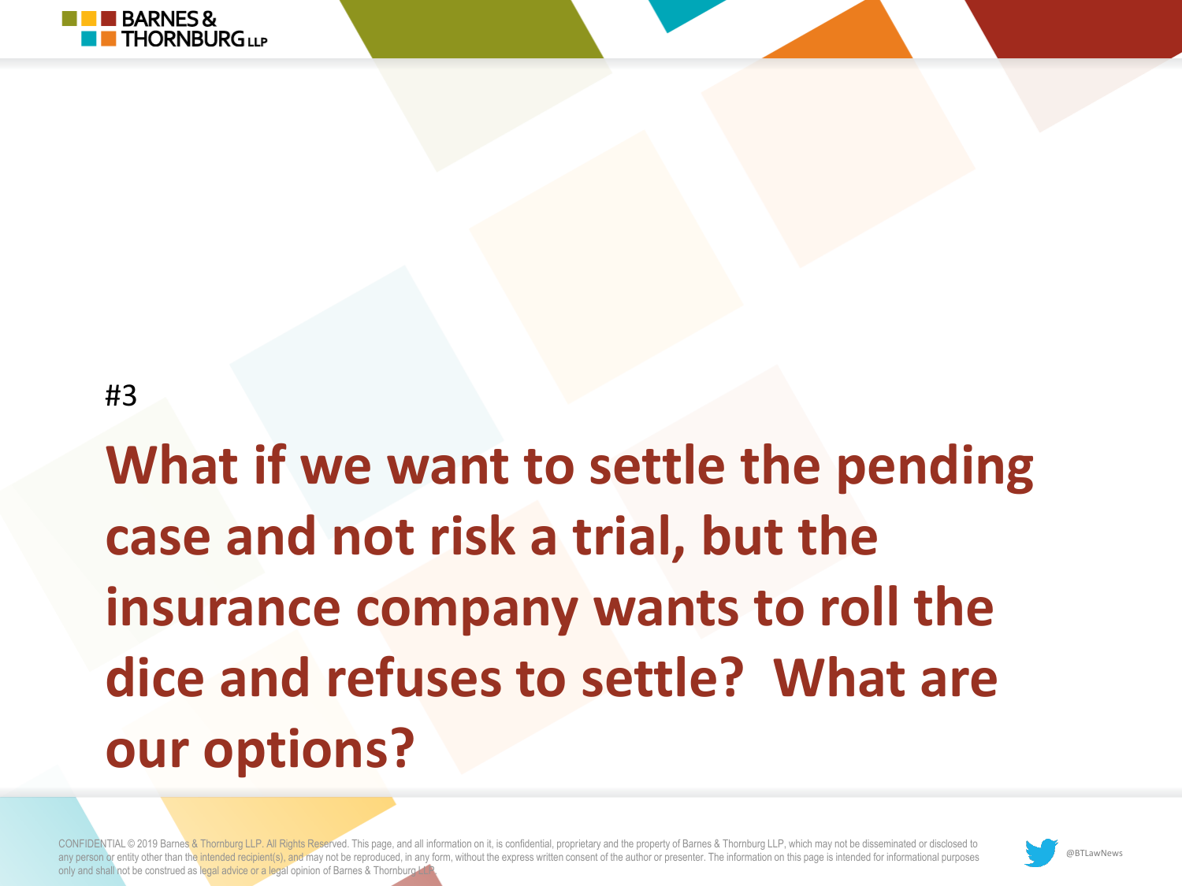#3

# What if we want to settle the pending case and not risk a trial, but the insurance company wants to roll the dice and refuses to settle?  What are our options?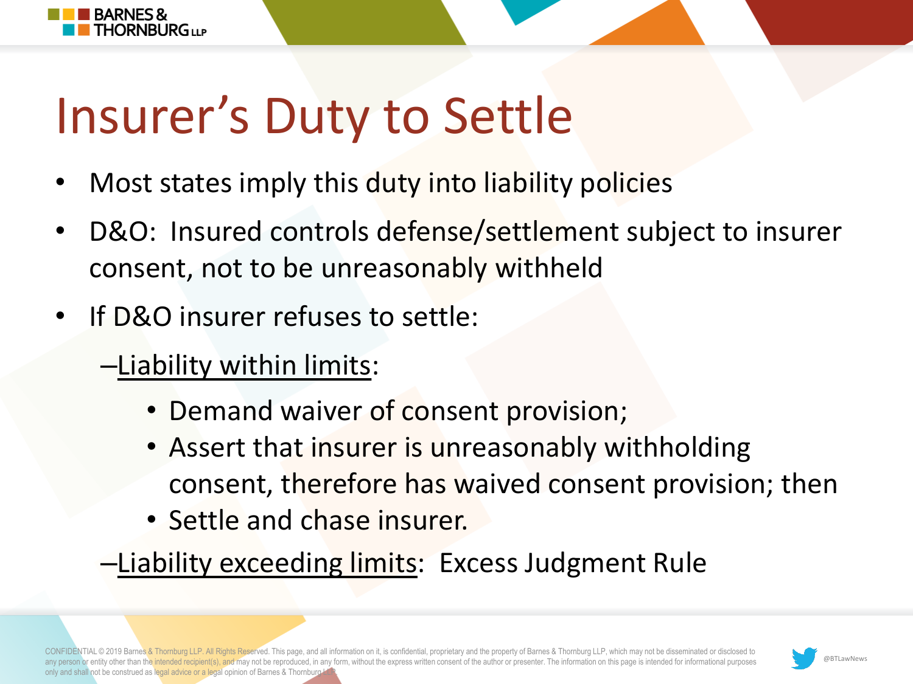# Insurer's Duty to Settle

- Most states imply this duty into liability policies
- D&O: Insured controls defense/settlement subject to insurer consent, not to be unreasonably withheld
- If D&O insurer refuses to settle:
  - –Liability within limits:
    - Demand waiver of consent provision;
    - Assert that insurer is unreasonably withholding consent, therefore has waived consent provision; then
    - Settle and chase insurer.
  - –Liability exceeding limits: Excess Judgment Rule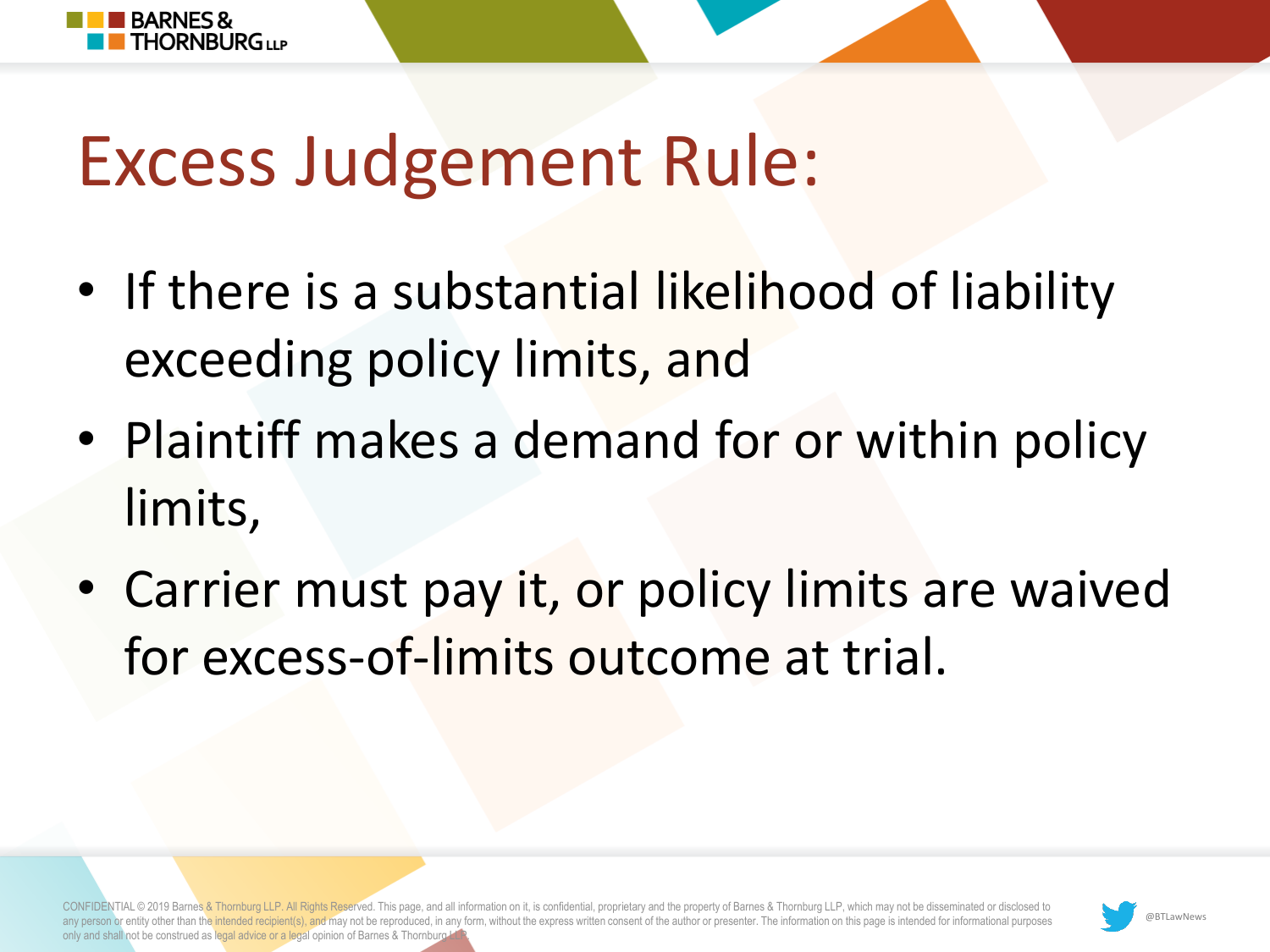# Excess Judgement Rule:

- If there is a substantial likelihood of liability exceeding policy limits, and
- Plaintiff makes a demand for or within policy limits,
- Carrier must pay it, or policy limits are waived for excess-of-limits outcome at trial.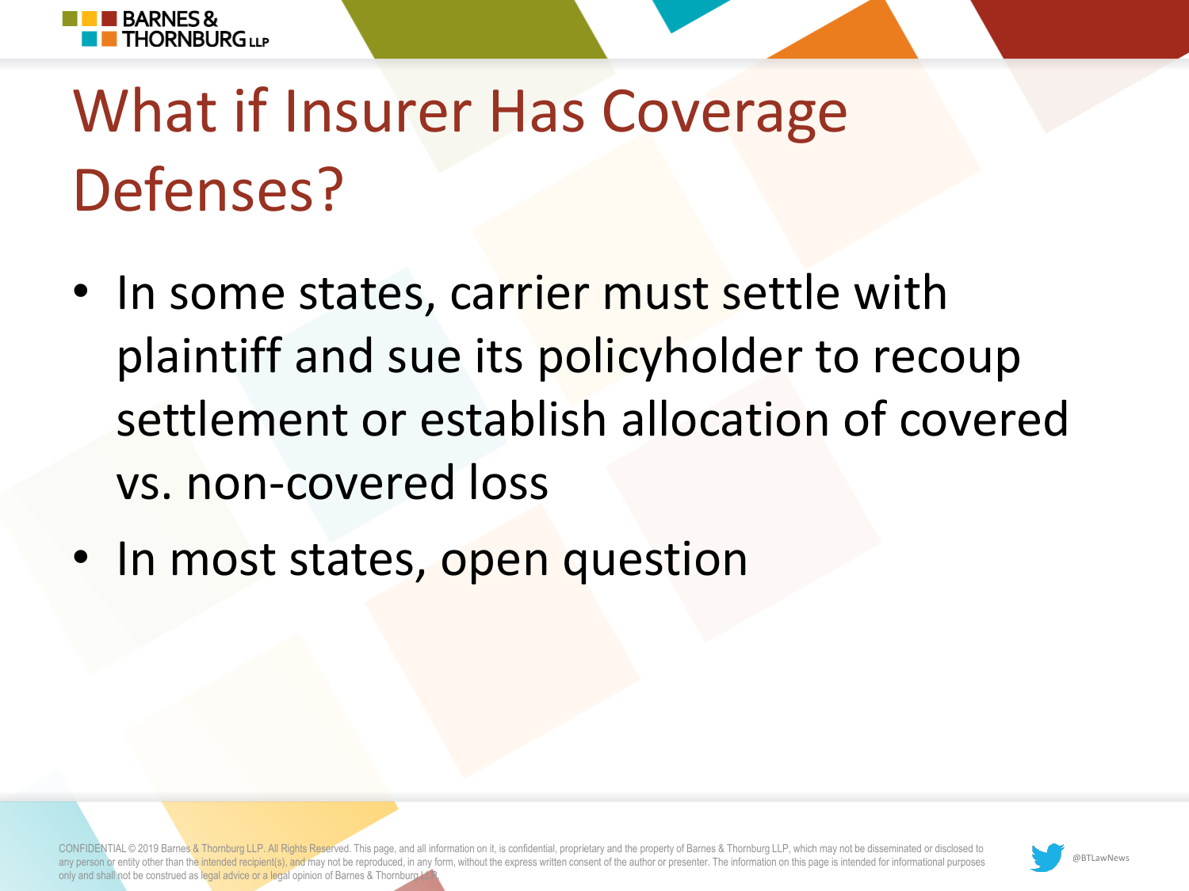# What if Insurer Has Coverage Defenses?

- In some states, carrier must settle with plaintiff and sue its policyholder to recoup settlement or establish allocation of covered vs. non-covered loss
- In most states, open question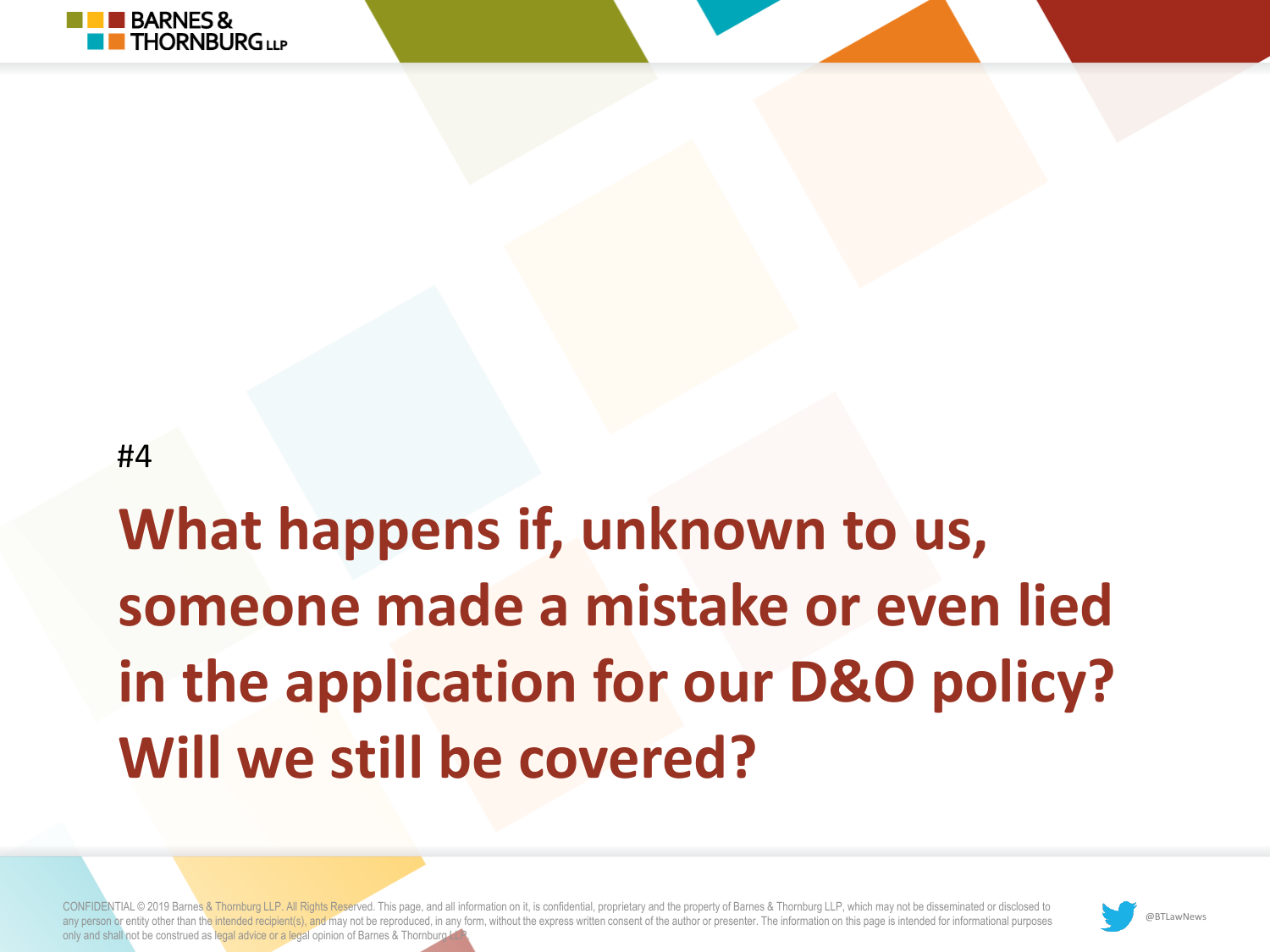#4

# What happens if, unknown to us, someone made a mistake or even lied in the application for our D&O policy? Will we still be covered?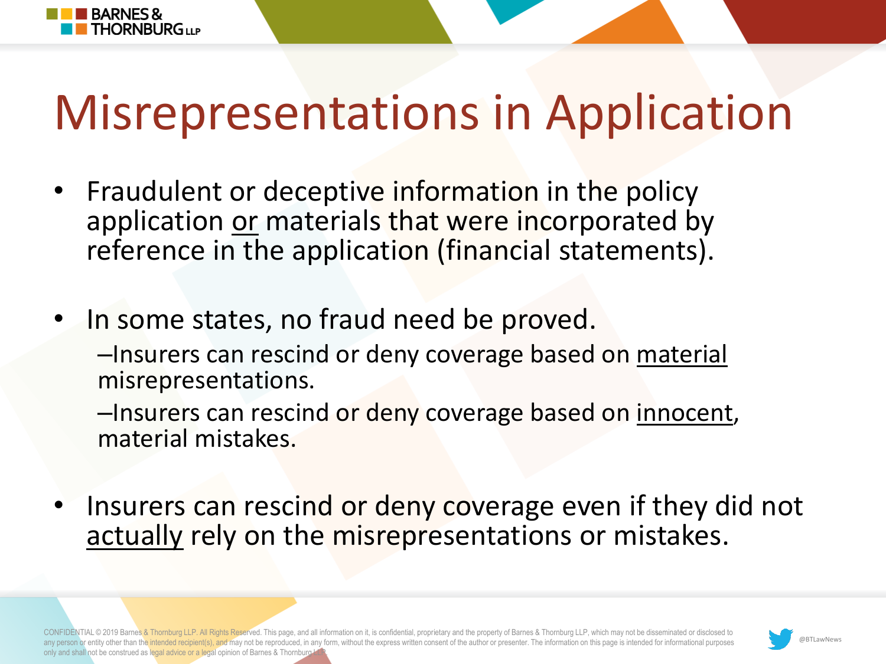# Misrepresentations in Application

- Fraudulent or deceptive information in the policy application <u>or</u> materials that were incorporated by reference in the application (financial statements).

- In some states, no fraud need be proved.
  - –Insurers can rescind or deny coverage based on <u>material</u> misrepresentations.
  - –Insurers can rescind or deny coverage based on <u>innocent</u>, material mistakes.

- Insurers can rescind or deny coverage even if they did not <u>actually</u> rely on the misrepresentations or mistakes.

CONFIDENTIAL © 2019 Barnes & Thornburg LLP. All Rights Reserved. This page, and all information on it, is confidential, proprietary and the property of Barnes & Thornburg LLP, which may not be disseminated or disclosed to any person or entity other than the intended recipient(s), and may not be reproduced, in any form, without the express written consent of the author or presenter. The information on this page is intended for informational purposes only and shall not be construed as legal advice or a legal opinion of Barnes & Thornburg LLP.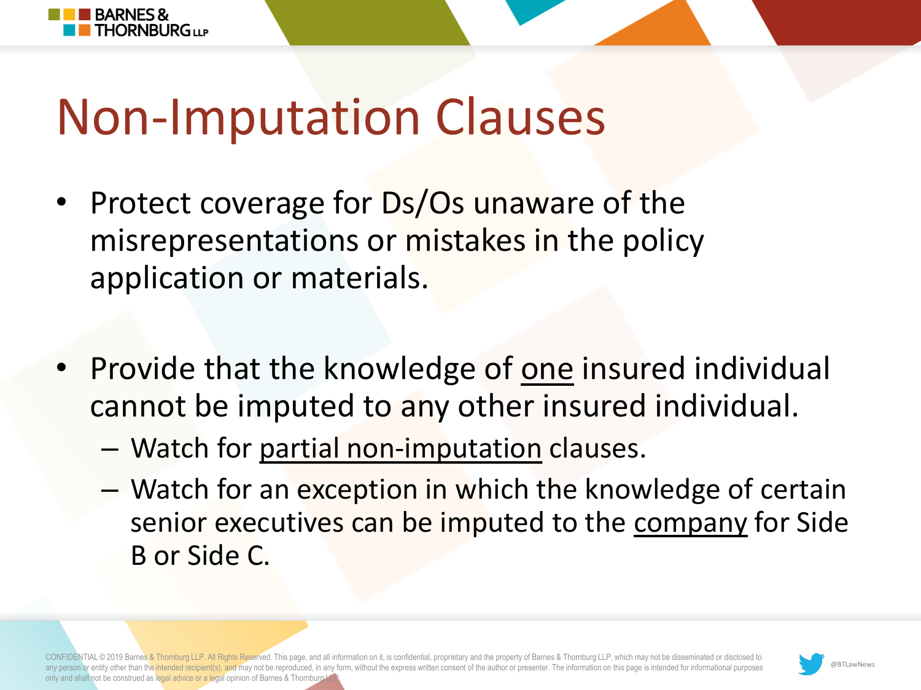# Non-Imputation Clauses

- Protect coverage for Ds/Os unaware of the misrepresentations or mistakes in the policy application or materials.

- Provide that the knowledge of one insured individual cannot be imputed to any other insured individual.
  - Watch for partial non-imputation clauses.
  - Watch for an exception in which the knowledge of certain senior executives can be imputed to the company for Side B or Side C.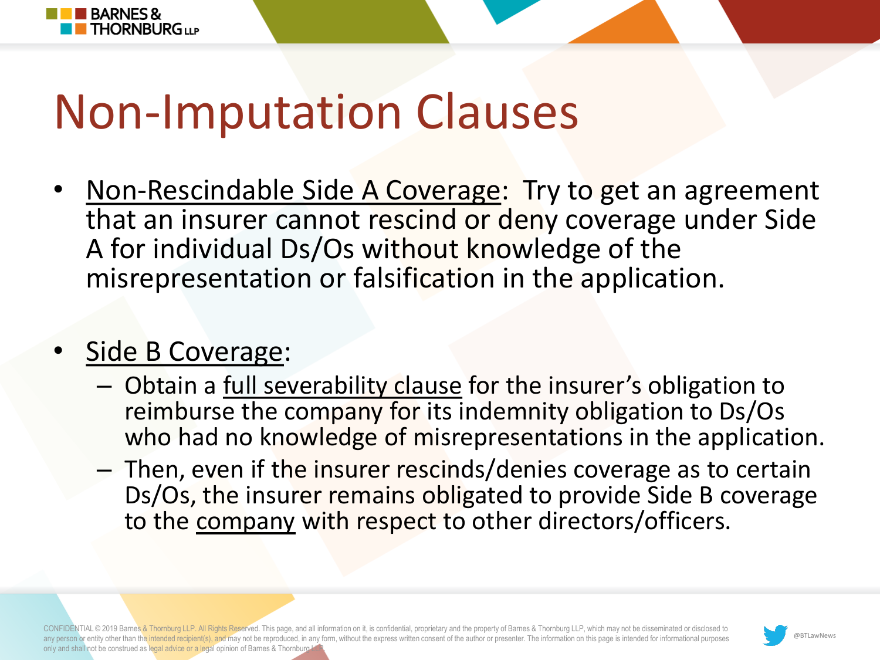# Non-Imputation Clauses

- <u>Non-Rescindable Side A Coverage</u>: Try to get an agreement that an insurer cannot rescind or deny coverage under Side A for individual Ds/Os without knowledge of the misrepresentation or falsification in the application.

- <u>Side B Coverage</u>:
  - Obtain a <u>full severability clause</u> for the insurer's obligation to reimburse the company for its indemnity obligation to Ds/Os who had no knowledge of misrepresentations in the application.
  - Then, even if the insurer rescinds/denies coverage as to certain Ds/Os, the insurer remains obligated to provide Side B coverage to the <u>company</u> with respect to other directors/officers.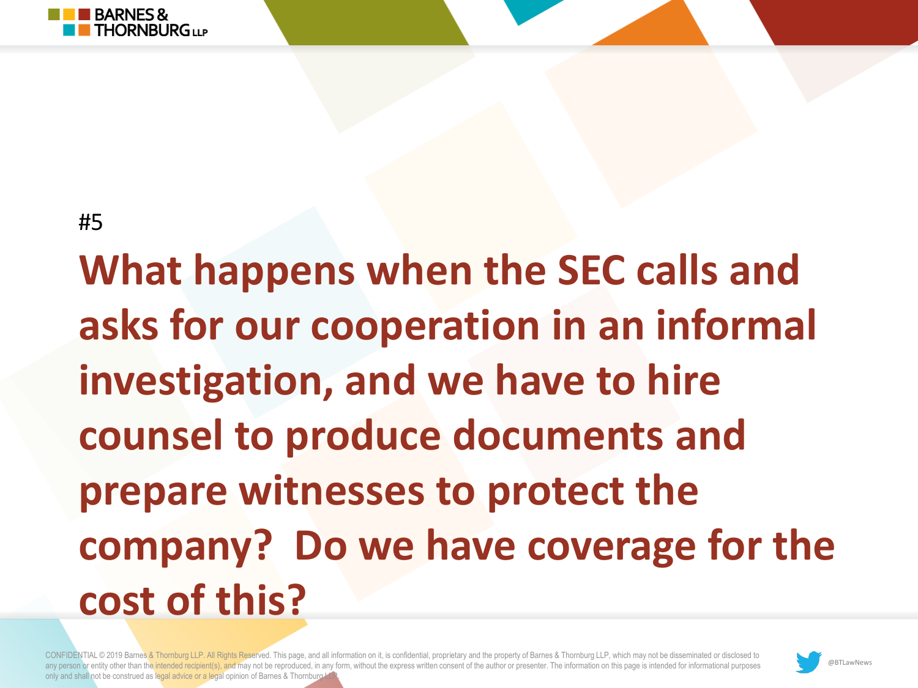#5

## What happens when the SEC calls and asks for our cooperation in an informal investigation, and we have to hire counsel to produce documents and prepare witnesses to protect the company? Do we have coverage for the cost of this?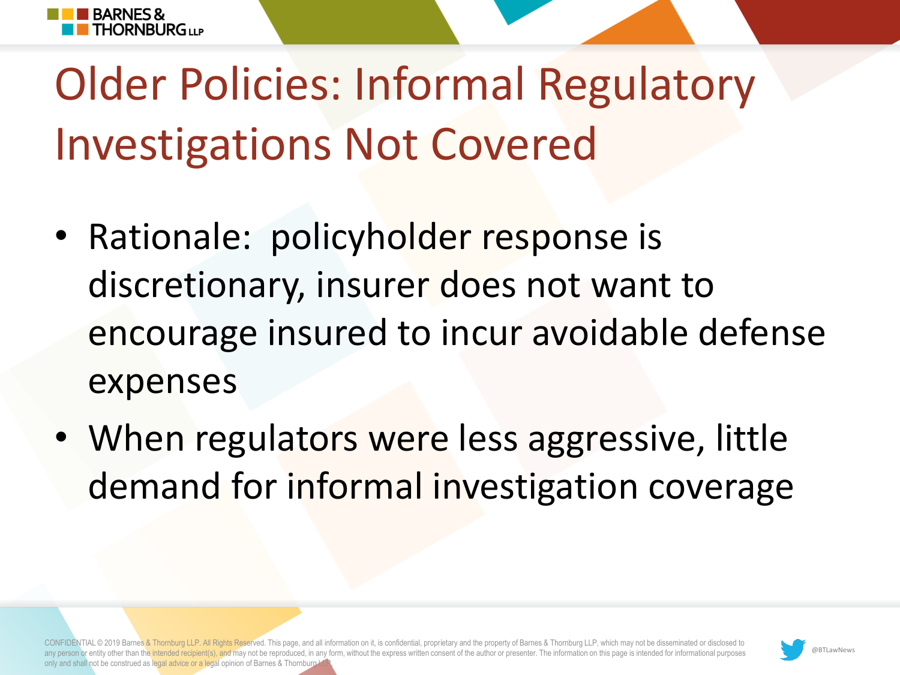# Older Policies: Informal Regulatory Investigations Not Covered

- Rationale: policyholder response is discretionary, insurer does not want to encourage insured to incur avoidable defense expenses
- When regulators were less aggressive, little demand for informal investigation coverage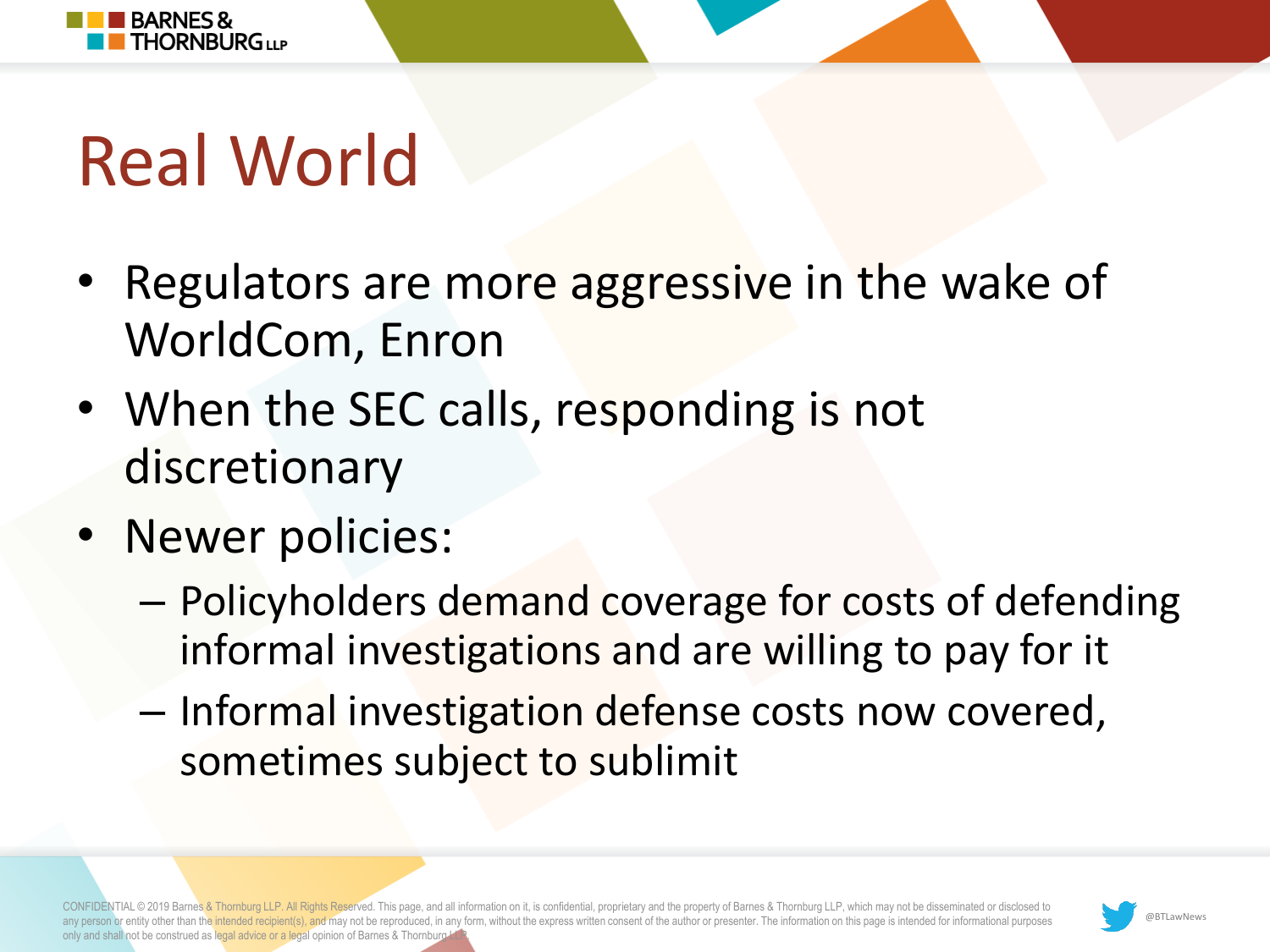# Real World

- Regulators are more aggressive in the wake of WorldCom, Enron
- When the SEC calls, responding is not discretionary
- Newer policies:
  - Policyholders demand coverage for costs of defending informal investigations and are willing to pay for it
  - Informal investigation defense costs now covered, sometimes subject to sublimit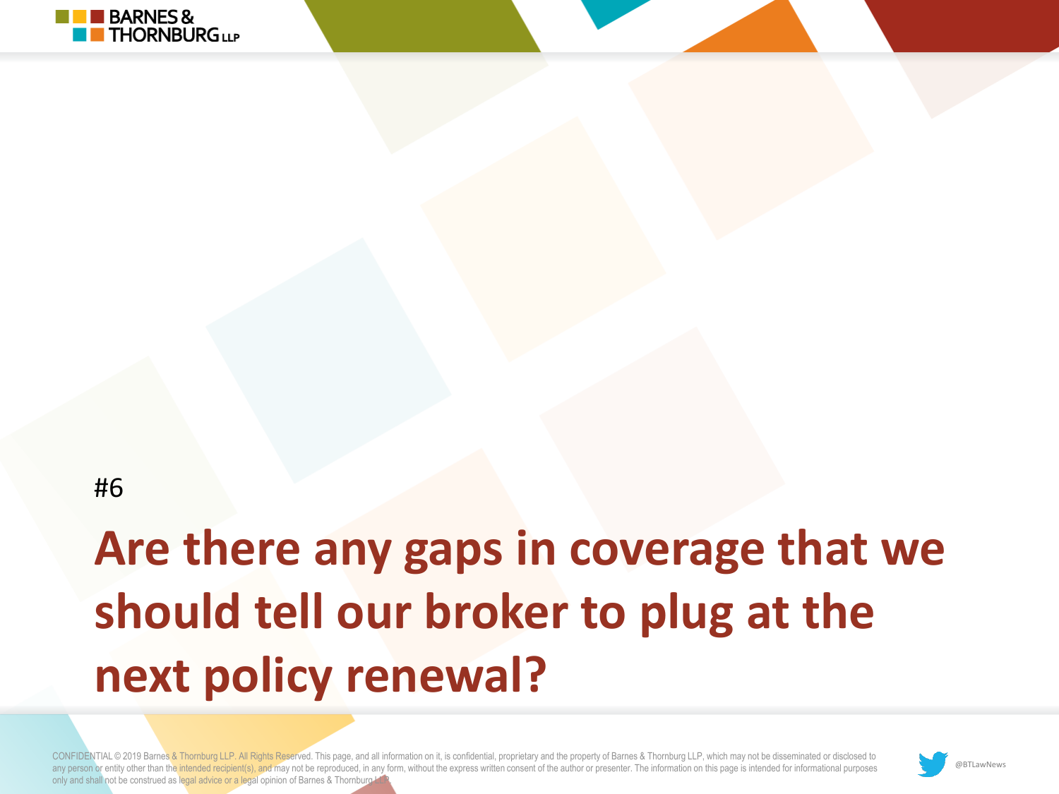#6

# Are there any gaps in coverage that we should tell our broker to plug at the next policy renewal?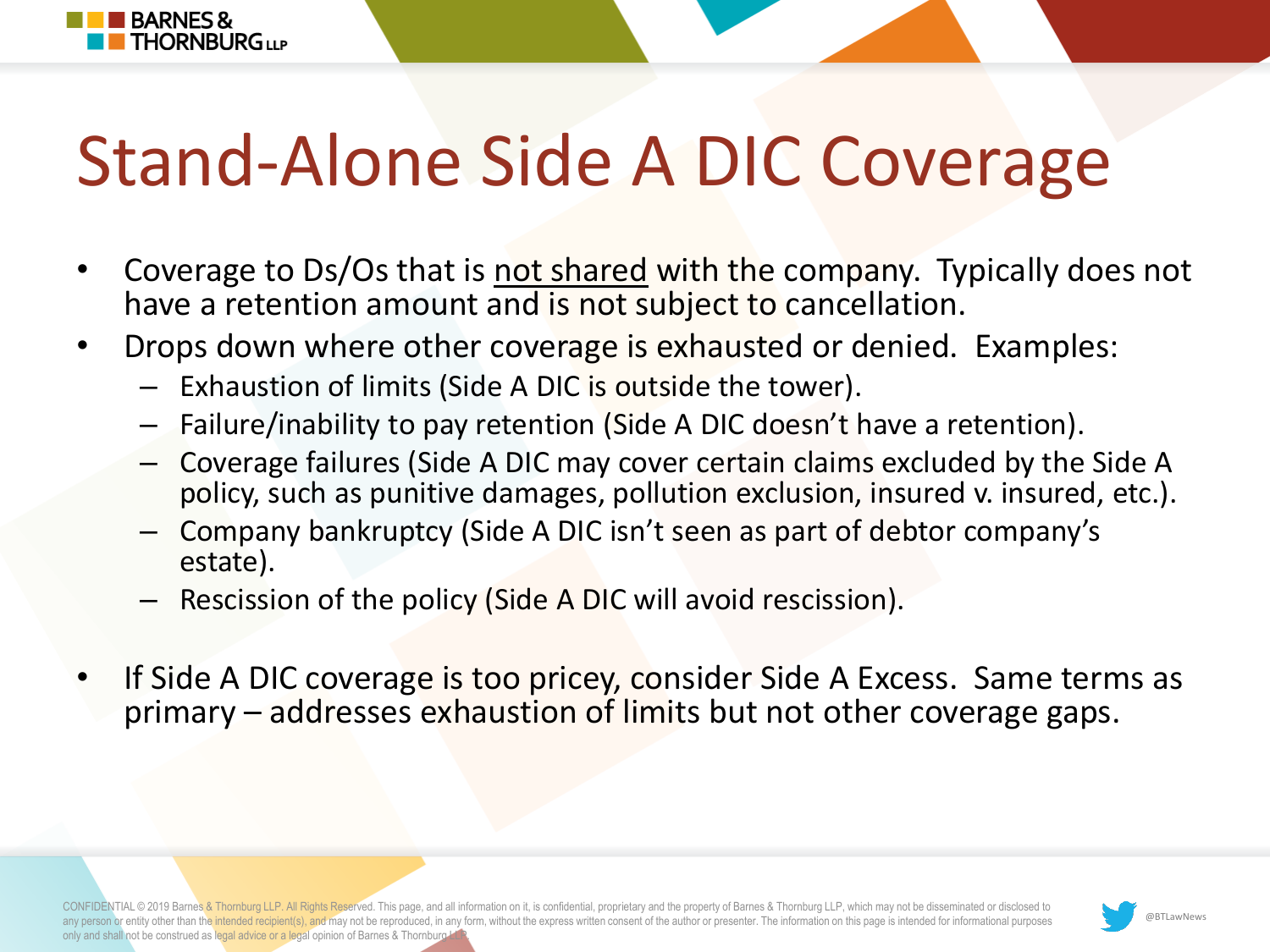# Stand-Alone Side A DIC Coverage

- Coverage to Ds/Os that is not shared with the company. Typically does not have a retention amount and is not subject to cancellation.
- Drops down where other coverage is exhausted or denied. Examples:
  - Exhaustion of limits (Side A DIC is outside the tower).
  - Failure/inability to pay retention (Side A DIC doesn't have a retention).
  - Coverage failures (Side A DIC may cover certain claims excluded by the Side A policy, such as punitive damages, pollution exclusion, insured v. insured, etc.).
  - Company bankruptcy (Side A DIC isn't seen as part of debtor company's estate).
  - Rescission of the policy (Side A DIC will avoid rescission).
- If Side A DIC coverage is too pricey, consider Side A Excess. Same terms as primary – addresses exhaustion of limits but not other coverage gaps.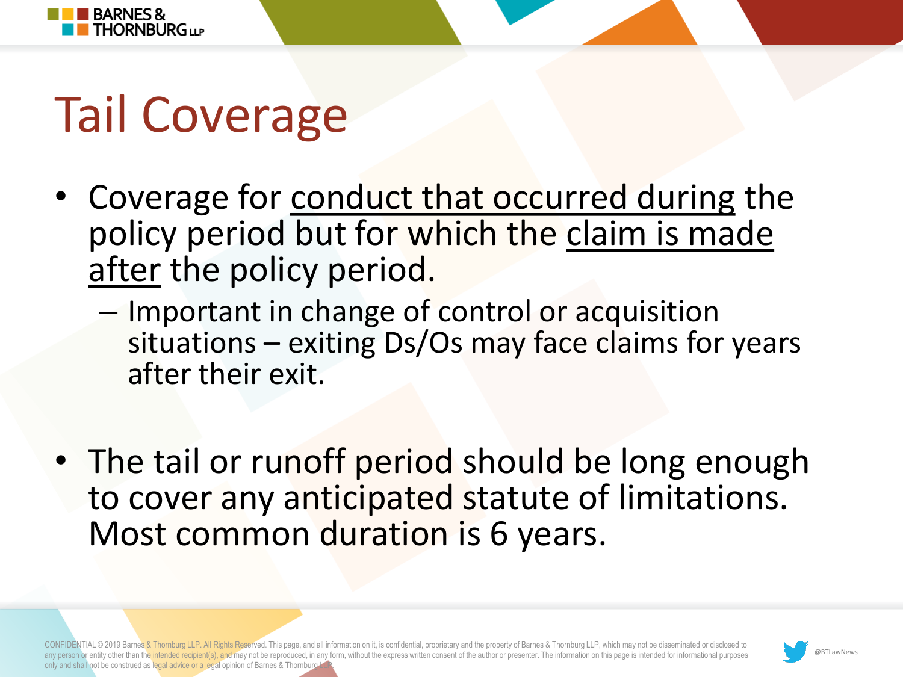# Tail Coverage

- Coverage for <u>conduct that occurred during</u> the policy period but for which the <u>claim is made after</u> the policy period.
  - Important in change of control or acquisition situations – exiting Ds/Os may face claims for years after their exit.

- The tail or runoff period should be long enough to cover any anticipated statute of limitations. Most common duration is 6 years.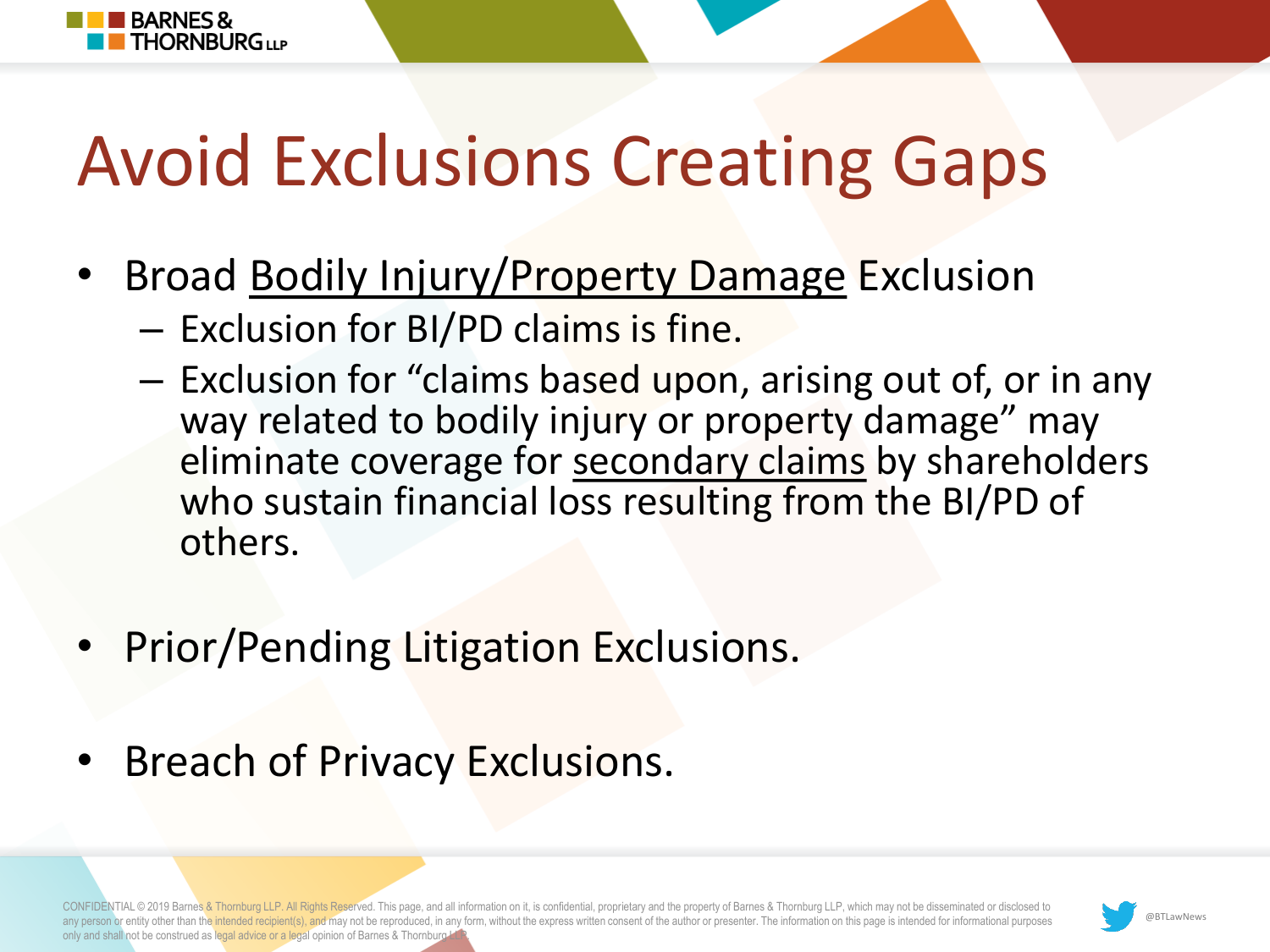# Avoid Exclusions Creating Gaps

- Broad <u>Bodily Injury/Property Damage</u> Exclusion
  - Exclusion for BI/PD claims is fine.
  - Exclusion for "claims based upon, arising out of, or in any way related to bodily injury or property damage" may eliminate coverage for <u>secondary claims</u> by shareholders who sustain financial loss resulting from the BI/PD of others.

- Prior/Pending Litigation Exclusions.

- Breach of Privacy Exclusions.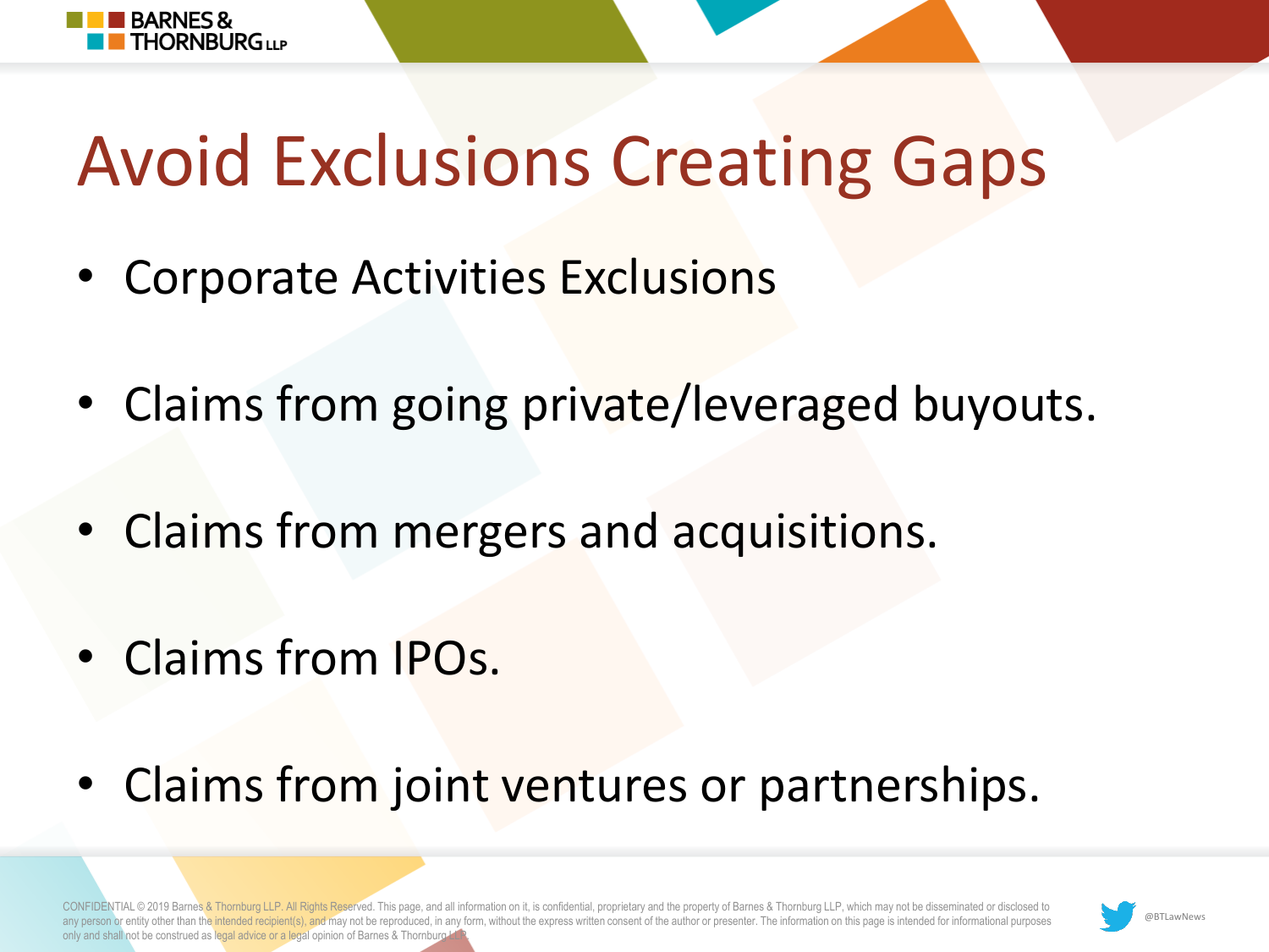# Avoid Exclusions Creating Gaps

- Corporate Activities Exclusions
- Claims from going private/leveraged buyouts.
- Claims from mergers and acquisitions.
- Claims from IPOs.
- Claims from joint ventures or partnerships.

CONFIDENTIAL © 2019 Barnes & Thornburg LLP. All Rights Reserved. This page, and all information on it, is confidential, proprietary and the property of Barnes & Thornburg LLP, which may not be disseminated or disclosed to any person or entity other than the intended recipient(s), and may not be reproduced, in any form, without the express written consent of the author or presenter. The information on this page is intended for informational purposes only and shall not be construed as legal advice or a legal opinion of Barnes & Thornburg LLP.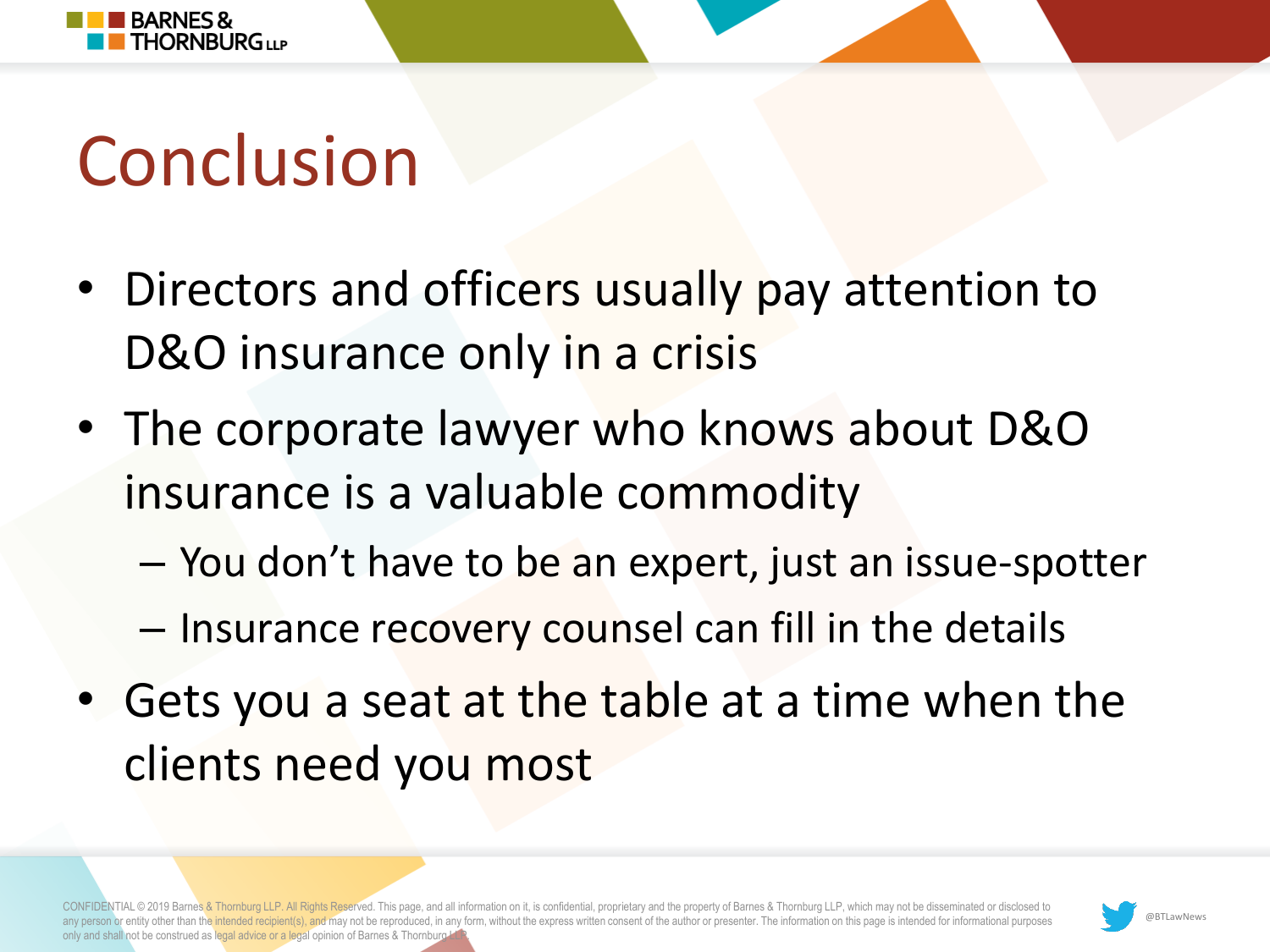# Conclusion

- Directors and officers usually pay attention to D&O insurance only in a crisis
- The corporate lawyer who knows about D&O insurance is a valuable commodity
  - You don't have to be an expert, just an issue-spotter
  - Insurance recovery counsel can fill in the details
- Gets you a seat at the table at a time when the clients need you most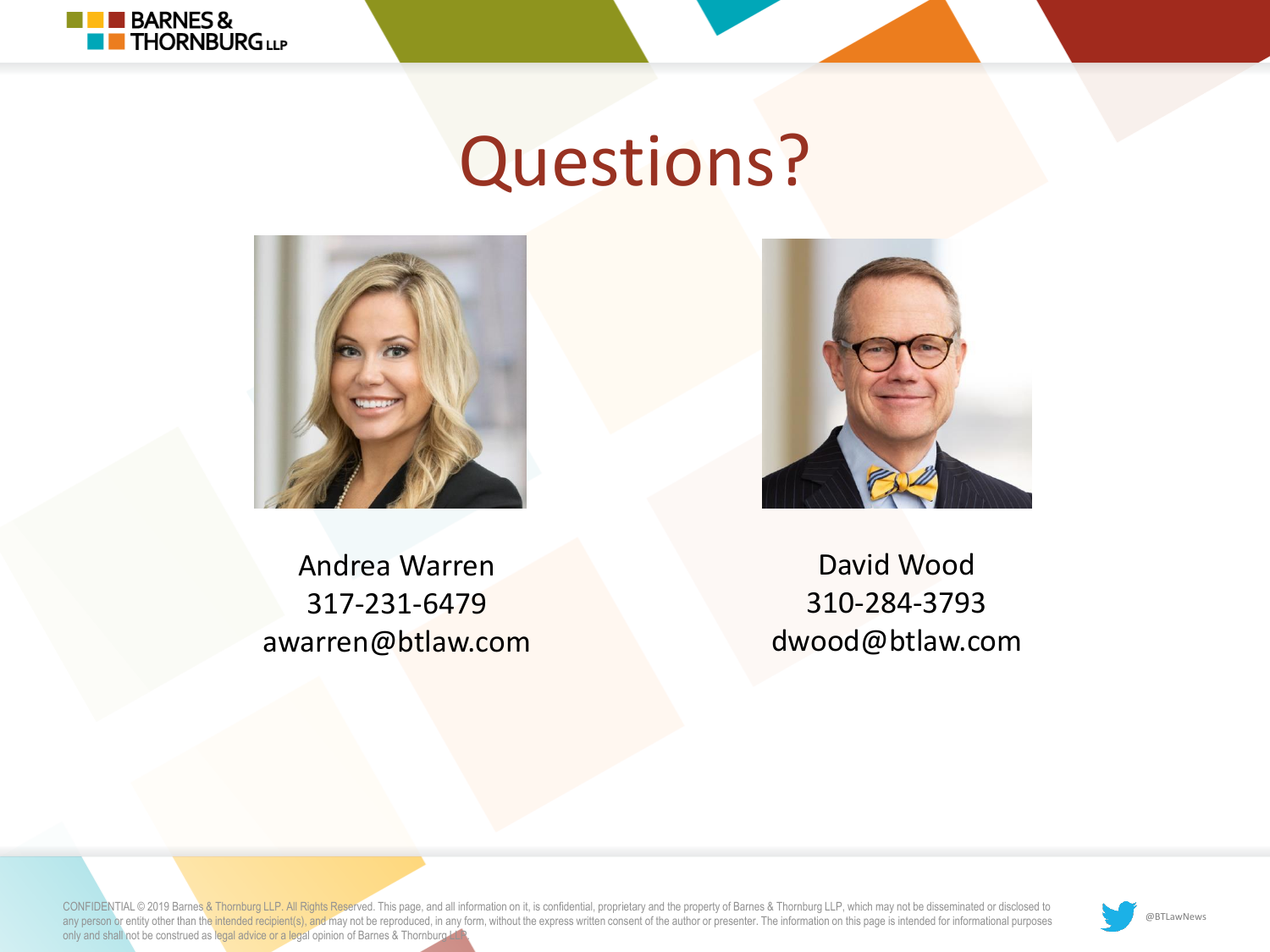# Questions?

Andrea Warren
317-231-6479
awarren@btlaw.com

David Wood
310-284-3793
dwood@btlaw.com

CONFIDENTIAL © 2019 Barnes & Thornburg LLP. All Rights Reserved. This page, and all information on it, is confidential, proprietary and the property of Barnes & Thornburg LLP, which may not be disseminated or disclosed to any person or entity other than the intended recipient(s), and may not be reproduced, in any form, without the express written consent of the author or presenter. The information on this page is intended for informational purposes only and shall not be construed as legal advice or a legal opinion of Barnes & Thornburg LLP.

@BTLawNews